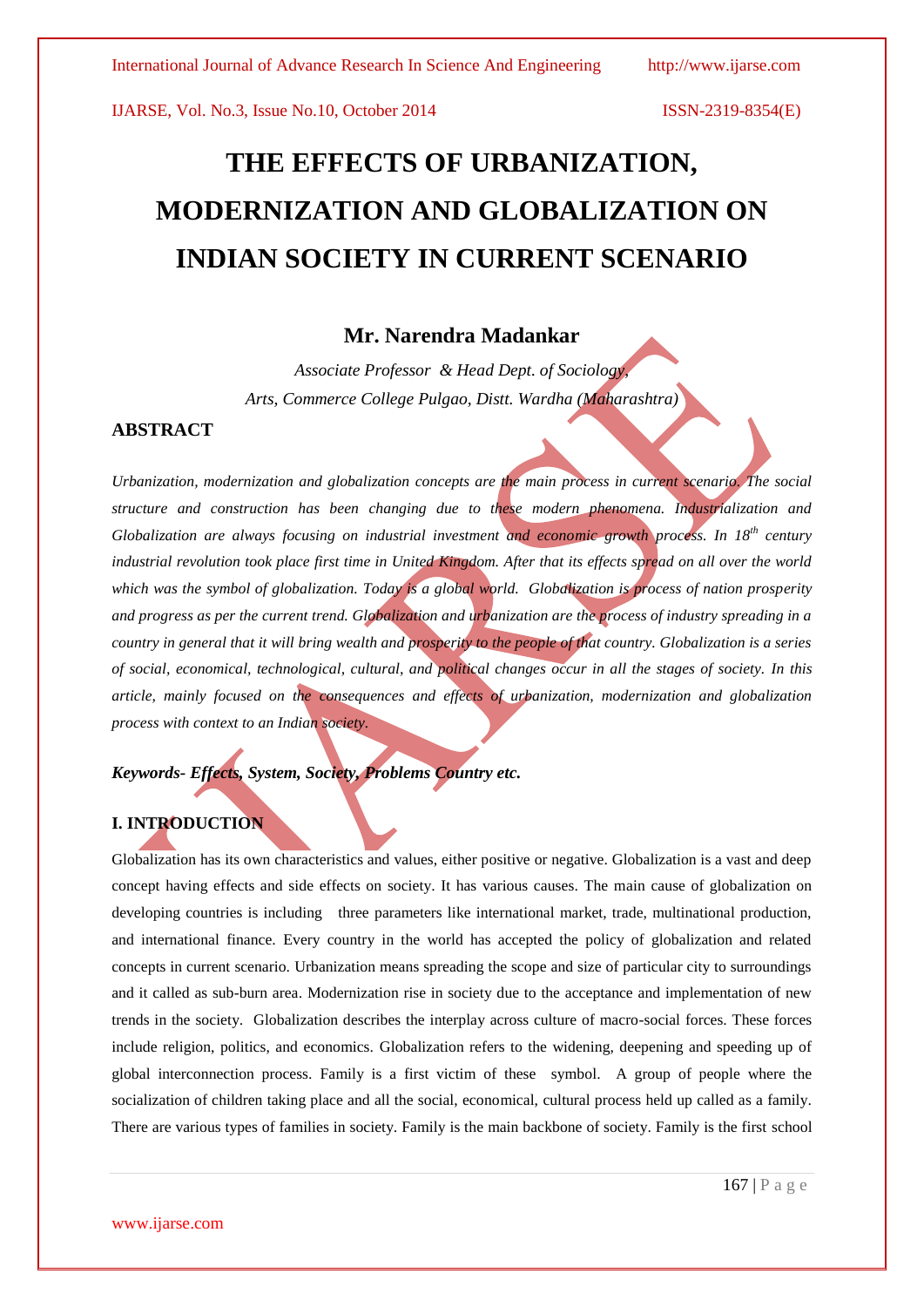# THE EFFECTS OF URBANIZATION, MODERNIZATION AND GLOBALIZATION ON INDIAN SOCIETY IN CURRENT SCENARIO

**Mr. Narendra Madankar**

*Associate Professor & Head Dept. of Sociology,*

*Arts, Commerce College Pulgao, Distt. Wardha (Maharashtra)*

## ABSTRACT

*Urbanization, modernization and globalization concepts are the main process in current scenario. The social structure and construction has been changing due to these modern phenomena. Industrialization and Globalization are always focusing on industrial investment and economic growth process. In 18th century industrial revolution took place first time in United Kingdom. After that its effects spread on all over the world which was the symbol of globalization. Today is a global world. Globalization is process of nation prosperity and progress as per the current trend. Globalization and urbanization are the process of industry spreading in a country in general that it will bring wealth and prosperity to the people of that country. Globalization is a series of social, economical, technological, cultural, and political changes occur in all the stages of society. In this article, mainly focused on the consequences and effects of urbanization, modernization and globalization process with context to an Indian society.*

***Keywords- Effects, System, Society, Problems Country etc.***

## I. INTRODUCTION

Globalization has its own characteristics and values, either positive or negative. Globalization is a vast and deep concept having effects and side effects on society. It has various causes. The main cause of globalization on developing countries is including three parameters like international market, trade, multinational production, and international finance. Every country in the world has accepted the policy of globalization and related concepts in current scenario. Urbanization means spreading the scope and size of particular city to surroundings and it called as sub-burn area. Modernization rise in society due to the acceptance and implementation of new trends in the society. Globalization describes the interplay across culture of macro-social forces. These forces include religion, politics, and economics. Globalization refers to the widening, deepening and speeding up of global interconnection process. Family is a first victim of these symbol. A group of people where the socialization of children taking place and all the social, economical, cultural process held up called as a family. There are various types of families in society. Family is the main backbone of society. Family is the first school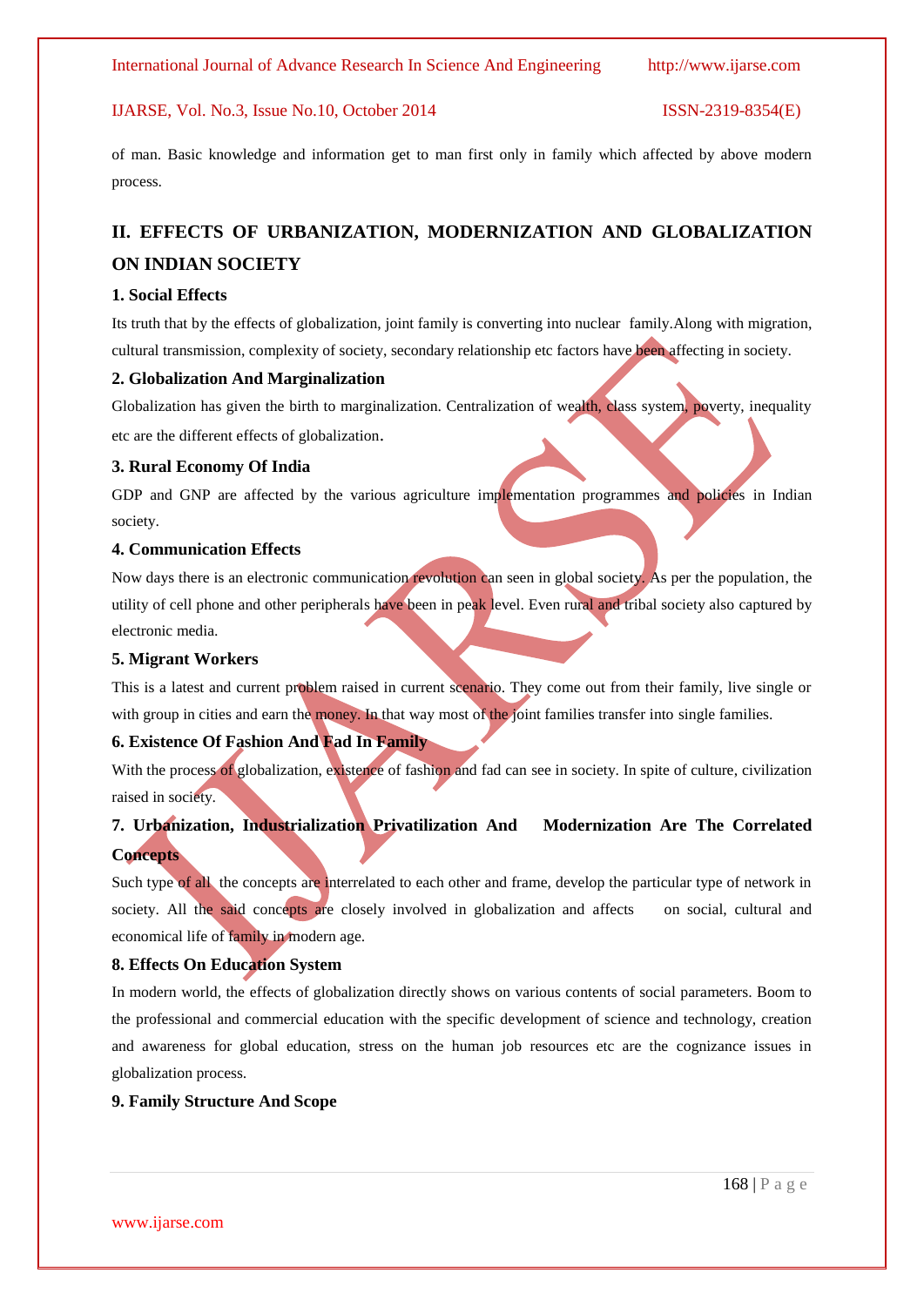of man. Basic knowledge and information get to man first only in family which affected by above modern process.

## II. EFFECTS OF URBANIZATION, MODERNIZATION AND GLOBALIZATION ON INDIAN SOCIETY

### 1. Social Effects

Its truth that by the effects of globalization, joint family is converting into nuclear family.Along with migration, cultural transmission, complexity of society, secondary relationship etc factors have been affecting in society.

### 2. Globalization And Marginalization

Globalization has given the birth to marginalization. Centralization of wealth, class system, poverty, inequality etc are the different effects of globalization.

### 3. Rural Economy Of India

GDP and GNP are affected by the various agriculture implementation programmes and policies in Indian society.

### 4. Communication Effects

Now days there is an electronic communication revolution can seen in global society. As per the population, the utility of cell phone and other peripherals have been in peak level. Even rural and tribal society also captured by electronic media.

### 5. Migrant Workers

This is a latest and current problem raised in current scenario. They come out from their family, live single or with group in cities and earn the money. In that way most of the joint families transfer into single families.

### 6. Existence Of Fashion And Fad In Family

With the process of globalization, existence of fashion and fad can see in society. In spite of culture, civilization raised in society.

### 7. Urbanization, Industrialization Privatilization And Modernization Are The Correlated Concepts

Such type of all the concepts are interrelated to each other and frame, develop the particular type of network in society. All the said concepts are closely involved in globalization and affects on social, cultural and economical life of family in modern age.

### 8. Effects On Education System

In modern world, the effects of globalization directly shows on various contents of social parameters. Boom to the professional and commercial education with the specific development of science and technology, creation and awareness for global education, stress on the human job resources etc are the cognizance issues in globalization process.

### 9. Family Structure And Scope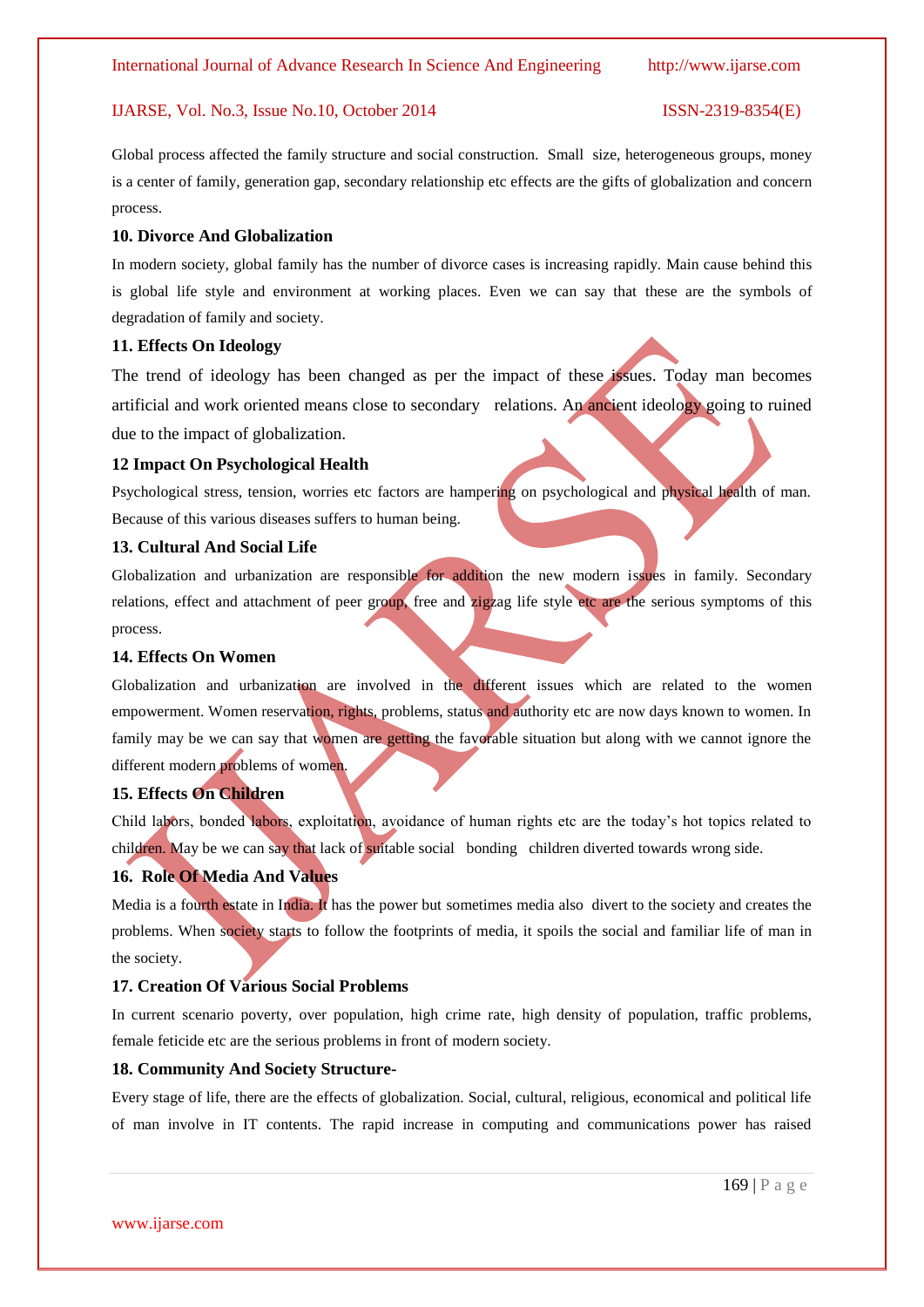Global process affected the family structure and social construction. Small size, heterogeneous groups, money is a center of family, generation gap, secondary relationship etc effects are the gifts of globalization and concern process.

### 10. Divorce And Globalization

In modern society, global family has the number of divorce cases is increasing rapidly. Main cause behind this is global life style and environment at working places. Even we can say that these are the symbols of degradation of family and society.

### 11. Effects On Ideology

The trend of ideology has been changed as per the impact of these issues. Today man becomes artificial and work oriented means close to secondary relations. An ancient ideology going to ruined due to the impact of globalization.

### 12 Impact On Psychological Health

Psychological stress, tension, worries etc factors are hampering on psychological and physical health of man. Because of this various diseases suffers to human being.

### 13. Cultural And Social Life

Globalization and urbanization are responsible for addition the new modern issues in family. Secondary relations, effect and attachment of peer group, free and zigzag life style etc are the serious symptoms of this process.

### 14. Effects On Women

Globalization and urbanization are involved in the different issues which are related to the women empowerment. Women reservation, rights, problems, status and authority etc are now days known to women. In family may be we can say that women are getting the favorable situation but along with we cannot ignore the different modern problems of women.

### 15. Effects On Children

Child labors, bonded labors, exploitation, avoidance of human rights etc are the today's hot topics related to children. May be we can say that lack of suitable social bonding children diverted towards wrong side.

### 16. Role Of Media And Values

Media is a fourth estate in India. It has the power but sometimes media also divert to the society and creates the problems. When society starts to follow the footprints of media, it spoils the social and familiar life of man in the society.

### 17. Creation Of Various Social Problems

In current scenario poverty, over population, high crime rate, high density of population, traffic problems, female feticide etc are the serious problems in front of modern society.

### 18. Community And Society Structure-

Every stage of life, there are the effects of globalization. Social, cultural, religious, economical and political life of man involve in IT contents. The rapid increase in computing and communications power has raised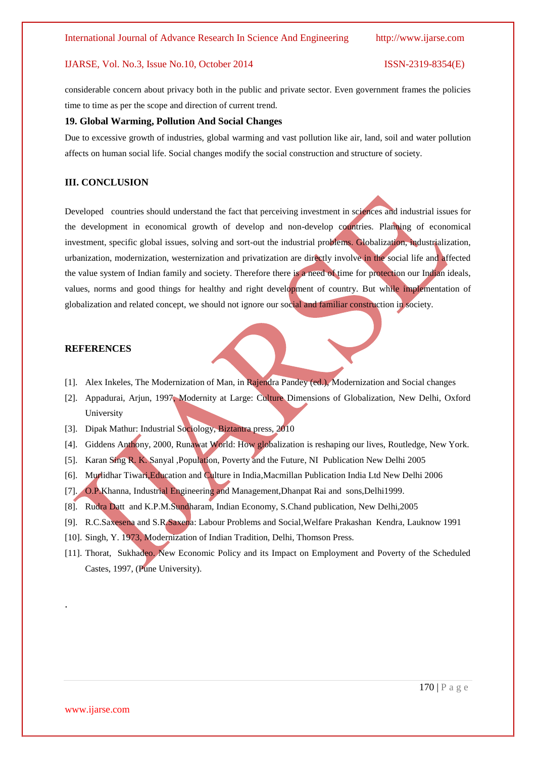considerable concern about privacy both in the public and private sector. Even government frames the policies time to time as per the scope and direction of current trend.

### 19. Global Warming, Pollution And Social Changes

Due to excessive growth of industries, global warming and vast pollution like air, land, soil and water pollution affects on human social life. Social changes modify the social construction and structure of society.

## III. CONCLUSION

Developed countries should understand the fact that perceiving investment in sciences and industrial issues for the development in economical growth of develop and non-develop countries. Planning of economical investment, specific global issues, solving and sort-out the industrial problems. Globalization, industrialization, urbanization, modernization, westernization and privatization are directly involve in the social life and affected the value system of Indian family and society. Therefore there is a need of time for protection our Indian ideals, values, norms and good things for healthy and right development of country. But while implementation of globalization and related concept, we should not ignore our social and familiar construction in society.

## REFERENCES

[1]. Alex Inkeles, The Modernization of Man, in Rajendra Pandey (ed.), Modernization and Social changes

[2]. Appadurai, Arjun, 1997, Modernity at Large: Culture Dimensions of Globalization, New Delhi, Oxford University

[3]. Dipak Mathur: Industrial Sociology, Biztantra press, 2010

[4]. Giddens Anthony, 2000, Runawat World: How globalization is reshaping our lives, Routledge, New York.

[5]. Karan Sing R. K. Sanyal ,Population, Poverty and the Future, NI Publication New Delhi 2005

[6]. Murlidhar Tiwari,Education and Culture in India,Macmillan Publication India Ltd New Delhi 2006

[7]. O.P.Khanna, Industrial Engineering and Management,Dhanpat Rai and sons,Delhi1999.

[8]. Rudra Datt and K.P.M.Sundharam, Indian Economy, S.Chand publication, New Delhi,2005

[9]. R.C.Saxesena and S.R.Saxena: Labour Problems and Social,Welfare Prakashan Kendra, Lauknow 1991

[10]. Singh, Y. 1973, Modernization of Indian Tradition, Delhi, Thomson Press.

[11]. Thorat, Sukhadeo. New Economic Policy and its Impact on Employment and Poverty of the Scheduled Castes, 1997, (Pune University).